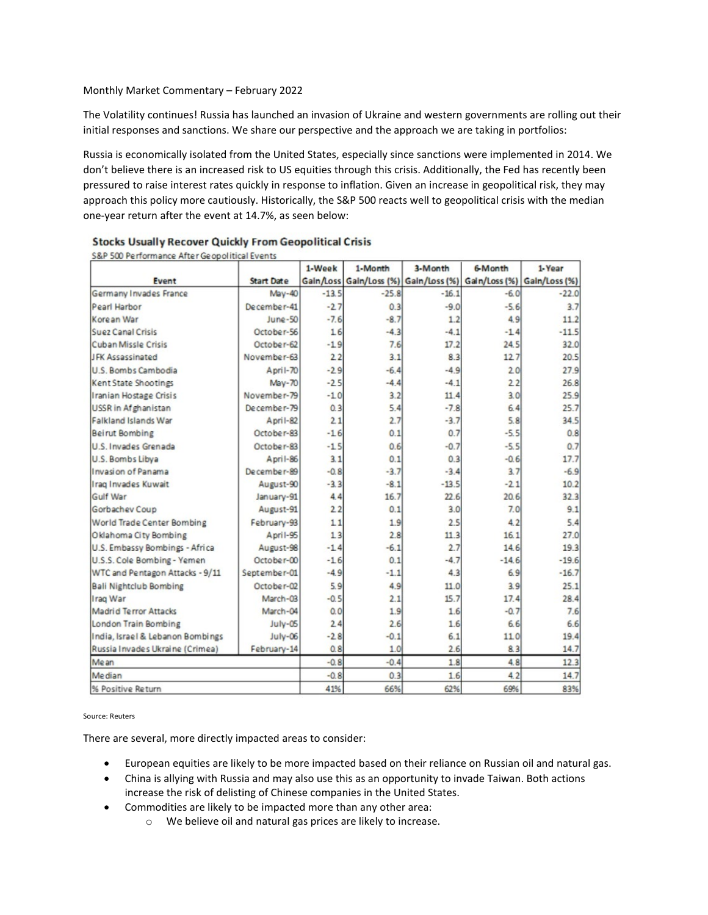Monthly Market Commentary – February 2022

The Volatility continues! Russia has launched an invasion of Ukraine and western governments are rolling out their initial responses and sanctions. We share our perspective and the approach we are taking in portfolios:

Russia is economically isolated from the United States, especially since sanctions were implemented in 2014. We don't believe there is an increased risk to US equities through this crisis. Additionally, the Fed has recently been pressured to raise interest rates quickly in response to inflation. Given an increase in geopolitical risk, they may approach this policy more cautiously. Historically, the S&P 500 reacts well to geopolitical crisis with the median one-year return after the event at 14.7%, as seen below:

**Stocks Usually Recover Quickly From Geopolitical Crisis**

S&P 500 Performance After Geopolitical Events

| Event | Start Date | 1-Week Gain/Loss | 1-Month Gain/Loss (%) | 3-Month Gain/Loss (%) | 6-Month Gain/Loss (%) | 1-Year Gain/Loss (%) |
|---|---|---|---|---|---|---|
| Germany Invades France | May-40 | -13.5 | -25.8 | -16.1 | -6.0 | -22.0 |
| Pearl Harbor | December-41 | -2.7 | 0.3 | -9.0 | -5.6 | 3.7 |
| Korean War | June-50 | -7.6 | -8.7 | 1.2 | 4.9 | 11.2 |
| Suez Canal Crisis | October-56 | 1.6 | -4.3 | -4.1 | -1.4 | -11.5 |
| Cuban Missle Crisis | October-62 | -1.9 | 7.6 | 17.2 | 24.5 | 32.0 |
| JFK Assassinated | November-63 | 2.2 | 3.1 | 8.3 | 12.7 | 20.5 |
| U.S. Bombs Cambodia | April-70 | -2.9 | -6.4 | -4.9 | 2.0 | 27.9 |
| Kent State Shootings | May-70 | -2.5 | -4.4 | -4.1 | 2.2 | 26.8 |
| Iranian Hostage Crisis | November-79 | -1.0 | 3.2 | 11.4 | 3.0 | 25.9 |
| USSR in Afghanistan | December-79 | 0.3 | 5.4 | -7.8 | 6.4 | 25.7 |
| Falkland Islands War | April-82 | 2.1 | 2.7 | -3.7 | 5.8 | 34.5 |
| Beirut Bombing | October-83 | -1.6 | 0.1 | 0.7 | -5.5 | 0.8 |
| U.S. Invades Grenada | October-83 | -1.5 | 0.6 | -0.7 | -5.5 | 0.7 |
| U.S. Bombs Libya | April-86 | 3.1 | 0.1 | 0.3 | -0.6 | 17.7 |
| Invasion of Panama | December-89 | -0.8 | -3.7 | -3.4 | 3.7 | -6.9 |
| Iraq Invades Kuwait | August-90 | -3.3 | -8.1 | -13.5 | -2.1 | 10.2 |
| Gulf War | January-91 | 4.4 | 16.7 | 22.6 | 20.6 | 32.3 |
| Gorbachev Coup | August-91 | 2.2 | 0.1 | 3.0 | 7.0 | 9.1 |
| World Trade Center Bombing | February-93 | 1.1 | 1.9 | 2.5 | 4.2 | 5.4 |
| Oklahoma City Bombing | April-95 | 1.3 | 2.8 | 11.3 | 16.1 | 27.0 |
| U.S. Embassy Bombings - Africa | August-98 | -1.4 | -6.1 | 2.7 | 14.6 | 19.3 |
| U.S.S. Cole Bombing - Yemen | October-00 | -1.6 | 0.1 | -4.7 | -14.6 | -19.6 |
| WTC and Pentagon Attacks - 9/11 | September-01 | -4.9 | -1.1 | 4.3 | 6.9 | -16.7 |
| Bali Nightclub Bombing | October-02 | 5.9 | 4.9 | 11.0 | 3.9 | 25.1 |
| Iraq War | March-03 | -0.5 | 2.1 | 15.7 | 17.4 | 28.4 |
| Madrid Terror Attacks | March-04 | 0.0 | 1.9 | 1.6 | -0.7 | 7.6 |
| London Train Bombing | July-05 | 2.4 | 2.6 | 1.6 | 6.6 | 6.6 |
| India, Israel & Lebanon Bombings | July-06 | -2.8 | -0.1 | 6.1 | 11.0 | 19.4 |
| Russia Invades Ukraine (Crimea) | February-14 | 0.8 | 1.0 | 2.6 | 8.3 | 14.7 |
| Mean | | -0.8 | -0.4 | 1.8 | 4.8 | 12.3 |
| Median | | -0.8 | 0.3 | 1.6 | 4.2 | 14.7 |
| % Positive Return | | 41% | 66% | 62% | 69% | 83% |

Source: Reuters

There are several, more directly impacted areas to consider:

- European equities are likely to be more impacted based on their reliance on Russian oil and natural gas.
- China is allying with Russia and may also use this as an opportunity to invade Taiwan. Both actions increase the risk of delisting of Chinese companies in the United States.
- Commodities are likely to be impacted more than any other area:
  - We believe oil and natural gas prices are likely to increase.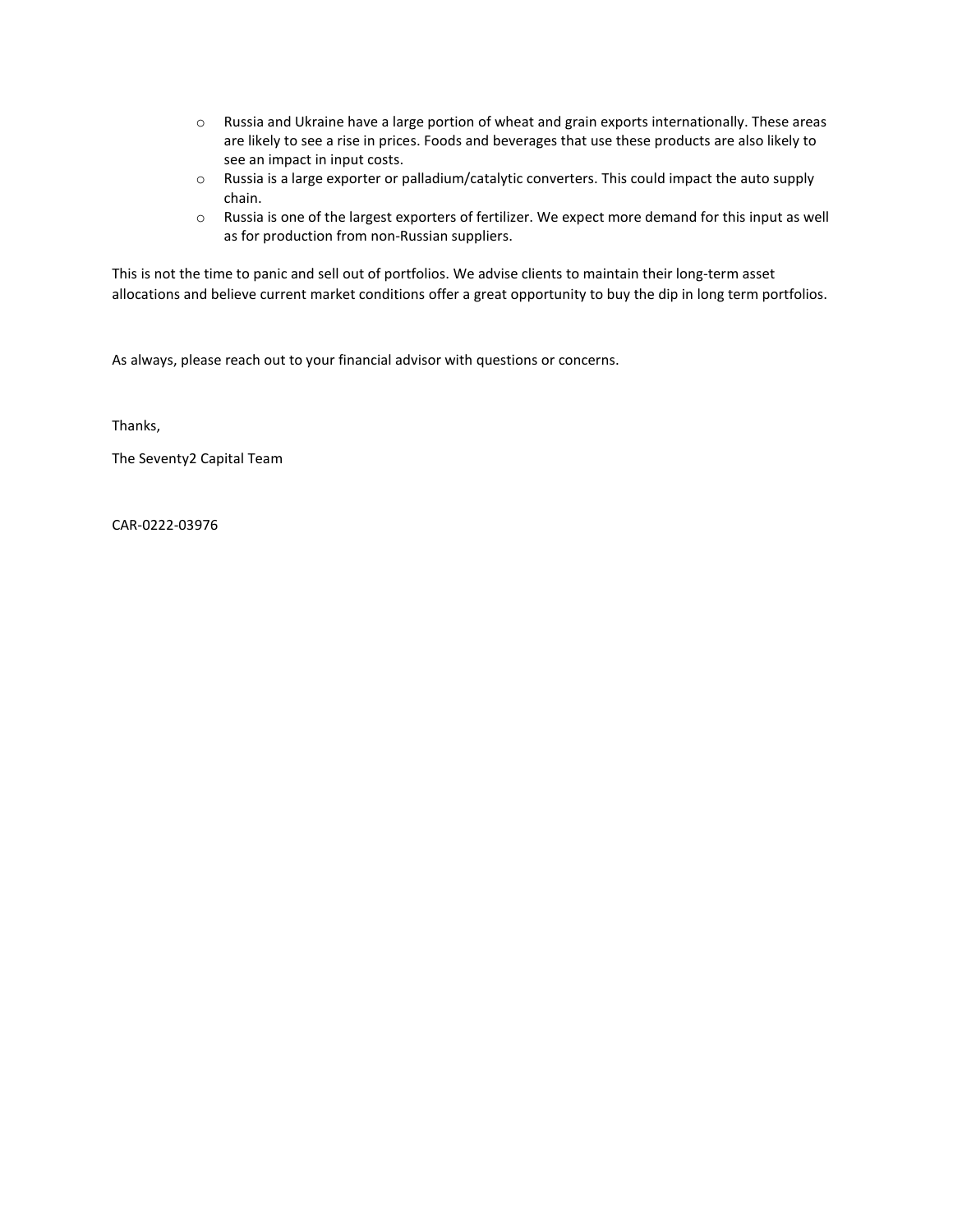- Russia and Ukraine have a large portion of wheat and grain exports internationally. These areas are likely to see a rise in prices. Foods and beverages that use these products are also likely to see an impact in input costs.
- Russia is a large exporter or palladium/catalytic converters. This could impact the auto supply chain.
- Russia is one of the largest exporters of fertilizer. We expect more demand for this input as well as for production from non-Russian suppliers.

This is not the time to panic and sell out of portfolios. We advise clients to maintain their long-term asset allocations and believe current market conditions offer a great opportunity to buy the dip in long term portfolios.

As always, please reach out to your financial advisor with questions or concerns.

Thanks,

The Seventy2 Capital Team

CAR-0222-03976